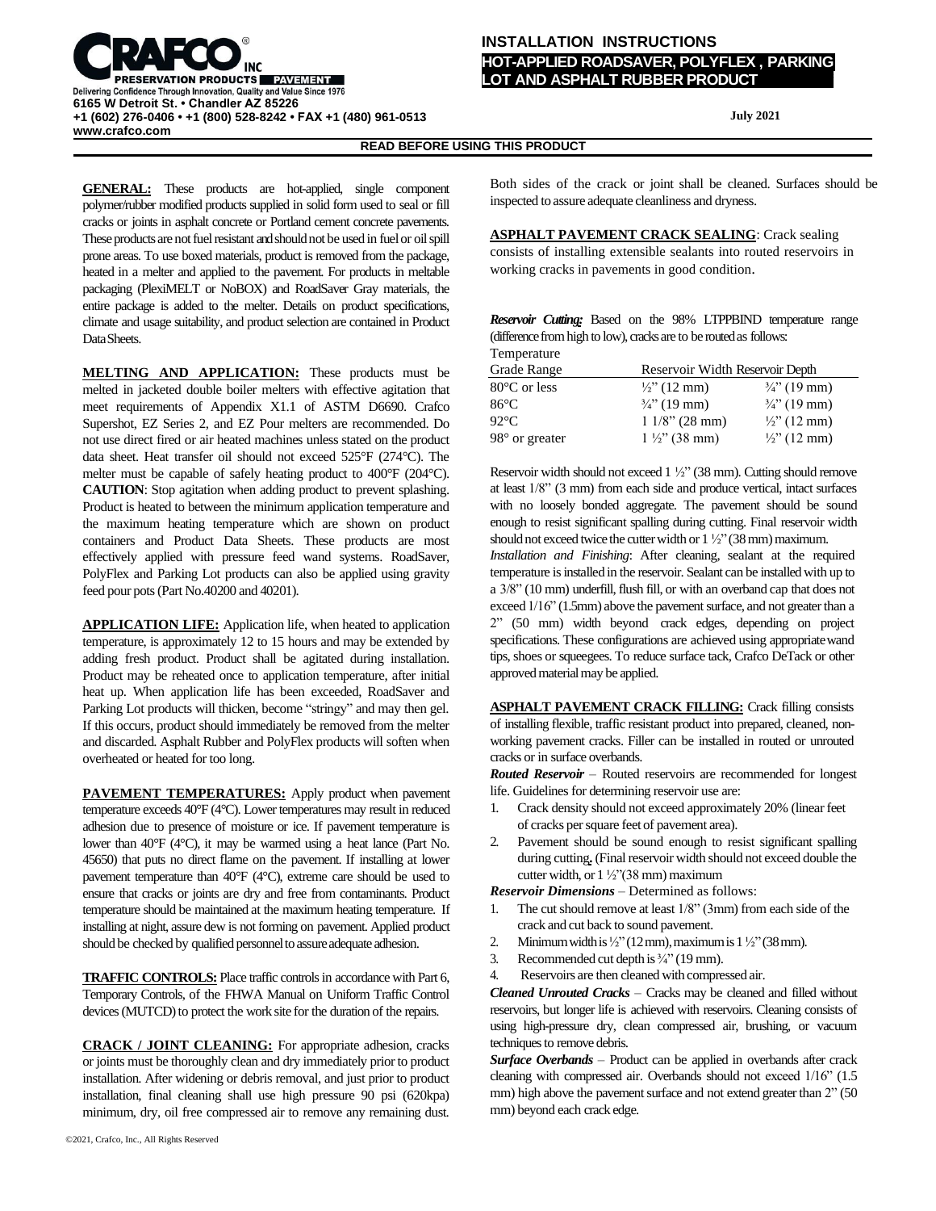CRAFCO® INC

PRESERVATION PRODUCTS | PAVEMENT

Delivering Confidence Through Innovation, Quality and Value Since 1976

6165 W Detroit St. • Chandler AZ 85226

+1 (602) 276-0406 • +1 (800) 528-8242 • FAX +1 (480) 961-0513

www.crafco.com

# INSTALLATION INSTRUCTIONS

## HOT-APPLIED ROADSAVER, POLYFLEX , PARKING LOT AND ASPHALT RUBBER PRODUCT

July 2021

**READ BEFORE USING THIS PRODUCT**

**GENERAL:** These products are hot-applied, single component polymer/rubber modified products supplied in solid form used to seal or fill cracks or joints in asphalt concrete or Portland cement concrete pavements. These products are not fuel resistant and should not be used in fuel or oil spill prone areas. To use boxed materials, product is removed from the package, heated in a melter and applied to the pavement. For products in meltable packaging (PlexiMELT or NoBOX) and RoadSaver Gray materials, the entire package is added to the melter. Details on product specifications, climate and usage suitability, and product selection are contained in Product Data Sheets.

**MELTING AND APPLICATION:** These products must be melted in jacketed double boiler melters with effective agitation that meet requirements of Appendix X1.1 of ASTM D6690. Crafco Supershot, EZ Series 2, and EZ Pour melters are recommended. Do not use direct fired or air heated machines unless stated on the product data sheet. Heat transfer oil should not exceed 525°F (274°C). The melter must be capable of safely heating product to 400°F (204°C). **CAUTION**: Stop agitation when adding product to prevent splashing. Product is heated to between the minimum application temperature and the maximum heating temperature which are shown on product containers and Product Data Sheets. These products are most effectively applied with pressure feed wand systems. RoadSaver, PolyFlex and Parking Lot products can also be applied using gravity feed pour pots (Part No.40200 and 40201).

**APPLICATION LIFE:** Application life, when heated to application temperature, is approximately 12 to 15 hours and may be extended by adding fresh product. Product shall be agitated during installation. Product may be reheated once to application temperature, after initial heat up. When application life has been exceeded, RoadSaver and Parking Lot products will thicken, become "stringy" and may then gel. If this occurs, product should immediately be removed from the melter and discarded. Asphalt Rubber and PolyFlex products will soften when overheated or heated for too long.

**PAVEMENT TEMPERATURES:** Apply product when pavement temperature exceeds 40°F (4°C). Lower temperatures may result in reduced adhesion due to presence of moisture or ice. If pavement temperature is lower than 40°F (4°C), it may be warmed using a heat lance (Part No. 45650) that puts no direct flame on the pavement. If installing at lower pavement temperature than 40°F (4°C), extreme care should be used to ensure that cracks or joints are dry and free from contaminants. Product temperature should be maintained at the maximum heating temperature. If installing at night, assure dew is not forming on pavement. Applied product should be checked by qualified personnel to assure adequate adhesion.

**TRAFFIC CONTROLS:** Place traffic controls in accordance with Part 6, Temporary Controls, of the FHWA Manual on Uniform Traffic Control devices (MUTCD) to protect the work site for the duration of the repairs.

**CRACK / JOINT CLEANING:** For appropriate adhesion, cracks or joints must be thoroughly clean and dry immediately prior to product installation. After widening or debris removal, and just prior to product installation, final cleaning shall use high pressure 90 psi (620kpa) minimum, dry, oil free compressed air to remove any remaining dust. Both sides of the crack or joint shall be cleaned. Surfaces should be inspected to assure adequate cleanliness and dryness.

**ASPHALT PAVEMENT CRACK SEALING**: Crack sealing consists of installing extensible sealants into routed reservoirs in working cracks in pavements in good condition.

***Reservoir Cutting:*** Based on the 98% LTPPBIND temperature range (difference from high to low), cracks are to be routed as follows:

| Temperature Grade Range | Reservoir Width | Reservoir Depth |
|---|---|---|
| 80°C or less | ½" (12 mm) | ¾" (19 mm) |
| 86°C | ¾" (19 mm) | ¾" (19 mm) |
| 92°C | 1 1/8" (28 mm) | ½" (12 mm) |
| 98° or greater | 1 ½" (38 mm) | ½" (12 mm) |

Reservoir width should not exceed 1 ½" (38 mm). Cutting should remove at least 1/8" (3 mm) from each side and produce vertical, intact surfaces with no loosely bonded aggregate. The pavement should be sound enough to resist significant spalling during cutting. Final reservoir width should not exceed twice the cutter width or 1 ½" (38 mm) maximum.

*Installation and Finishing*: After cleaning, sealant at the required temperature is installed in the reservoir. Sealant can be installed with up to a 3/8" (10 mm) underfill, flush fill, or with an overband cap that does not exceed 1/16" (1.5mm) above the pavement surface, and not greater than a 2" (50 mm) width beyond crack edges, depending on project specifications. These configurations are achieved using appropriate wand tips, shoes or squeegees. To reduce surface tack, Crafco DeTack or other approved material may be applied.

**ASPHALT PAVEMENT CRACK FILLING:** Crack filling consists of installing flexible, traffic resistant product into prepared, cleaned, non-working pavement cracks. Filler can be installed in routed or unrouted cracks or in surface overbands.

***Routed Reservoir*** – Routed reservoirs are recommended for longest life. Guidelines for determining reservoir use are:

1. Crack density should not exceed approximately 20% (linear feet of cracks per square feet of pavement area).
2. Pavement should be sound enough to resist significant spalling during cutting**.** (Final reservoir width should not exceed double the cutter width, or 1 ½"(38 mm) maximum

***Reservoir Dimensions*** – Determined as follows:

1. The cut should remove at least 1/8" (3mm) from each side of the crack and cut back to sound pavement.
2. Minimum width is ½" (12 mm), maximum is 1 ½" (38 mm).
3. Recommended cut depth is ¾" (19 mm).
4. Reservoirs are then cleaned with compressed air.

***Cleaned Unrouted Cracks*** – Cracks may be cleaned and filled without reservoirs, but longer life is achieved with reservoirs. Cleaning consists of using high-pressure dry, clean compressed air, brushing, or vacuum techniques to remove debris.

***Surface Overbands*** – Product can be applied in overbands after crack cleaning with compressed air. Overbands should not exceed 1/16" (1.5 mm) high above the pavement surface and not extend greater than 2" (50 mm) beyond each crack edge.

©2021, Crafco, Inc., All Rights Reserved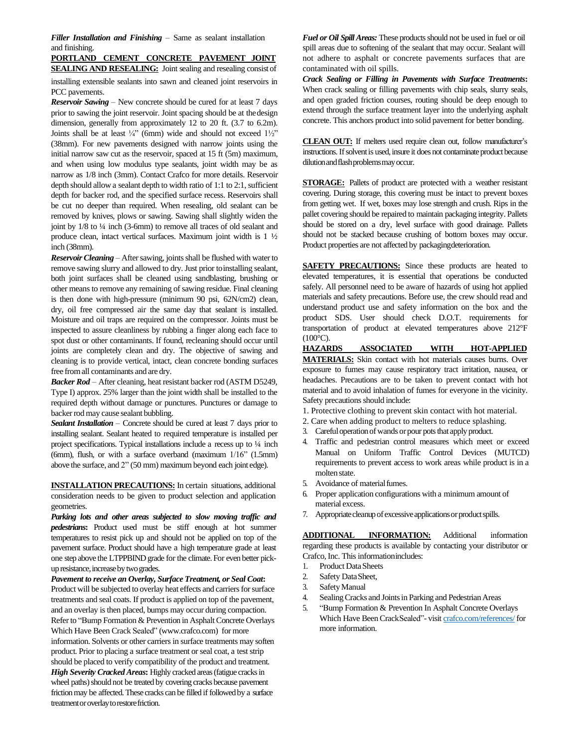***Filler Installation and Finishing*** – Same as sealant installation and finishing.

**PORTLAND CEMENT CONCRETE PAVEMENT JOINT SEALING AND RESEALING:** Joint sealing and resealing consist of installing extensible sealants into sawn and cleaned joint reservoirs in PCC pavements.

***Reservoir Sawing*** – New concrete should be cured for at least 7 days prior to sawing the joint reservoir. Joint spacing should be at the design dimension, generally from approximately 12 to 20 ft. (3.7 to 6.2m). Joints shall be at least ¼" (6mm) wide and should not exceed 1½" (38mm). For new pavements designed with narrow joints using the initial narrow saw cut as the reservoir, spaced at 15 ft (5m) maximum, and when using low modulus type sealants, joint width may be as narrow as 1/8 inch (3mm). Contact Crafco for more details. Reservoir depth should allow a sealant depth to width ratio of 1:1 to 2:1, sufficient depth for backer rod, and the specified surface recess. Reservoirs shall be cut no deeper than required. When resealing, old sealant can be removed by knives, plows or sawing. Sawing shall slightly widen the joint by 1/8 to ¼ inch (3-6mm) to remove all traces of old sealant and produce clean, intact vertical surfaces. Maximum joint width is 1 ½ inch (38mm).

***Reservoir Cleaning*** – After sawing, joints shall be flushed with water to remove sawing slurry and allowed to dry. Just prior to installing sealant, both joint surfaces shall be cleaned using sandblasting, brushing or other means to remove any remaining of sawing residue. Final cleaning is then done with high-pressure (minimum 90 psi, 62N/cm2) clean, dry, oil free compressed air the same day that sealant is installed. Moisture and oil traps are required on the compressor. Joints must be inspected to assure cleanliness by rubbing a finger along each face to spot dust or other contaminants. If found, recleaning should occur until joints are completely clean and dry. The objective of sawing and cleaning is to provide vertical, intact, clean concrete bonding surfaces free from all contaminants and are dry.

***Backer Rod*** – After cleaning, heat resistant backer rod (ASTM D5249, Type I) approx. 25% larger than the joint width shall be installed to the required depth without damage or punctures. Punctures or damage to backer rod may cause sealant bubbling.

***Sealant Installation*** – Concrete should be cured at least 7 days prior to installing sealant. Sealant heated to required temperature is installed per project specifications. Typical installations include a recess up to ¼ inch (6mm), flush, or with a surface overband (maximum 1/16" (1.5mm) above the surface, and 2" (50 mm) maximum beyond each joint edge).

**INSTALLATION PRECAUTIONS:** In certain situations, additional consideration needs to be given to product selection and application geometries.

***Parking lots and other areas subjected to slow moving traffic and pedestrians*:** Product used must be stiff enough at hot summer temperatures to resist pick up and should not be applied on top of the pavement surface. Product should have a high temperature grade at least one step above the LTPPBIND grade for the climate. For even better pick-up resistance, increase by two grades.

***Pavement to receive an Overlay, Surface Treatment, or Seal Coat*:** Product will be subjected to overlay heat effects and carriers for surface treatments and seal coats. If product is applied on top of the pavement, and an overlay is then placed, bumps may occur during compaction. Refer to "Bump Formation & Prevention in Asphalt Concrete Overlays Which Have Been Crack Sealed" (www.crafco.com) for more information. Solvents or other carriers in surface treatments may soften product. Prior to placing a surface treatment or seal coat, a test strip should be placed to verify compatibility of the product and treatment.

***High Severity Cracked Areas*:** Highly cracked areas (fatigue cracks in wheel paths) should not be treated by covering cracks because pavement friction may be affected. These cracks can be filled if followed by a surface treatment or overlay to restore friction.

***Fuel or Oil Spill Areas:*** These products should not be used in fuel or oil spill areas due to softening of the sealant that may occur. Sealant will not adhere to asphalt or concrete pavements surfaces that are contaminated with oil spills.

***Crack Sealing or Filling in Pavements with Surface Treatments*:** When crack sealing or filling pavements with chip seals, slurry seals, and open graded friction courses, routing should be deep enough to extend through the surface treatment layer into the underlying asphalt concrete. This anchors product into solid pavement for better bonding.

**CLEAN OUT:** If melters used require clean out, follow manufacturer's instructions. If solvent is used, insure it does not contaminate product because dilution and flash problems may occur.

**STORAGE:** Pallets of product are protected with a weather resistant covering. During storage, this covering must be intact to prevent boxes from getting wet. If wet, boxes may lose strength and crush. Rips in the pallet covering should be repaired to maintain packaging integrity. Pallets should be stored on a dry, level surface with good drainage. Pallets should not be stacked because crushing of bottom boxes may occur. Product properties are not affected by packaging deterioration.

**SAFETY PRECAUTIONS:** Since these products are heated to elevated temperatures, it is essential that operations be conducted safely. All personnel need to be aware of hazards of using hot applied materials and safety precautions. Before use, the crew should read and understand product use and safety information on the box and the product SDS. User should check D.O.T. requirements for transportation of product at elevated temperatures above 212°F (100°C).

**HAZARDS ASSOCIATED WITH HOT-APPLIED MATERIALS:** Skin contact with hot materials causes burns. Over exposure to fumes may cause respiratory tract irritation, nausea, or headaches. Precautions are to be taken to prevent contact with hot material and to avoid inhalation of fumes for everyone in the vicinity. Safety precautions should include:

1. Protective clothing to prevent skin contact with hot material.
2. Care when adding product to melters to reduce splashing.
3. Careful operation of wands or pour pots that apply product.
4. Traffic and pedestrian control measures which meet or exceed Manual on Uniform Traffic Control Devices (MUTCD) requirements to prevent access to work areas while product is in a molten state.
5. Avoidance of material fumes.
6. Proper application configurations with a minimum amount of material excess.
7. Appropriate cleanup of excessive applications or product spills.

**ADDITIONAL INFORMATION:** Additional information regarding these products is available by contacting your distributor or Crafco, Inc. This information includes:

1. Product Data Sheets
2. Safety Data Sheet,
3. Safety Manual
4. Sealing Cracks and Joints in Parking and Pedestrian Areas
5. "Bump Formation & Prevention In Asphalt Concrete Overlays Which Have Been Crack Sealed"- visit crafco.com/references/ for more information.